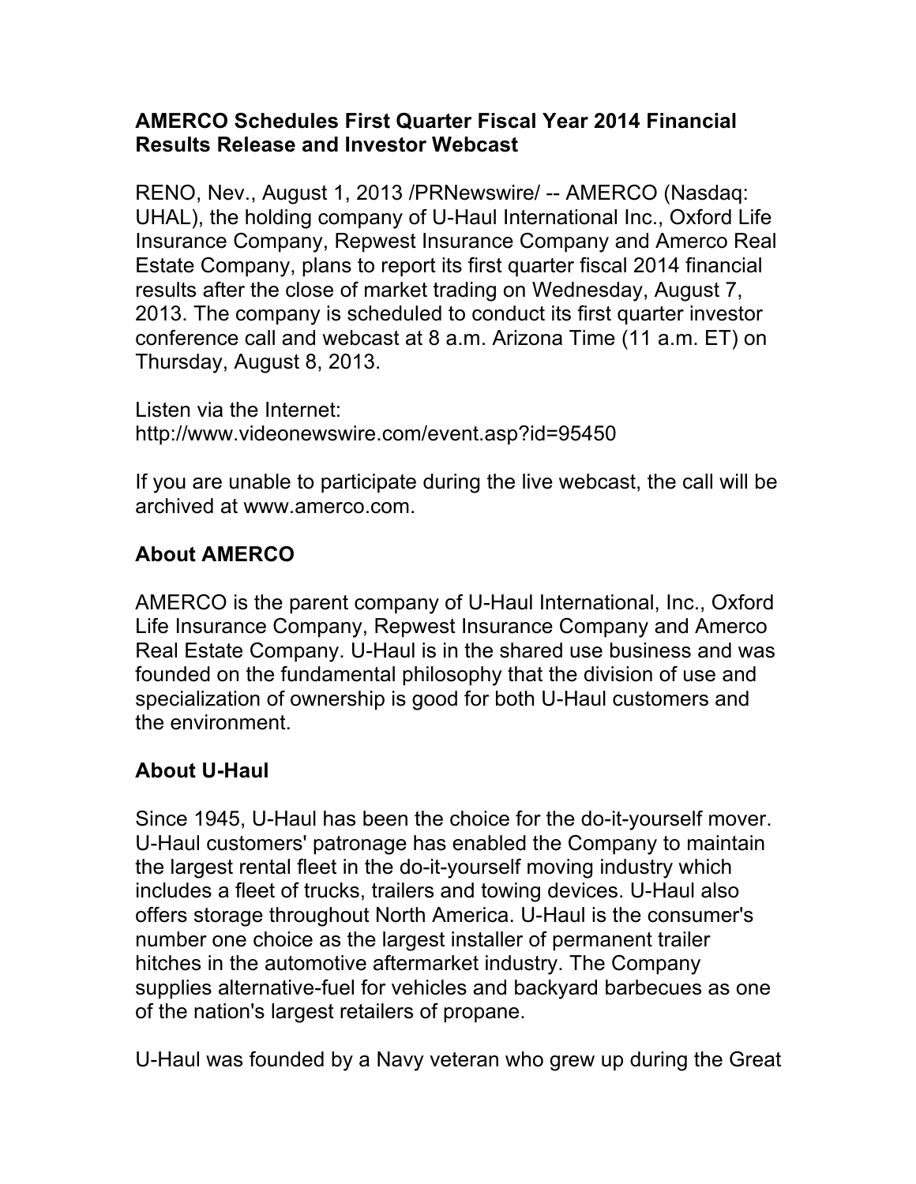# AMERCO Schedules First Quarter Fiscal Year 2014 Financial Results Release and Investor Webcast

RENO, Nev., August 1, 2013 /PRNewswire/ -- AMERCO (Nasdaq: UHAL), the holding company of U-Haul International Inc., Oxford Life Insurance Company, Repwest Insurance Company and Amerco Real Estate Company, plans to report its first quarter fiscal 2014 financial results after the close of market trading on Wednesday, August 7, 2013. The company is scheduled to conduct its first quarter investor conference call and webcast at 8 a.m. Arizona Time (11 a.m. ET) on Thursday, August 8, 2013.

Listen via the Internet:
http://www.videonewswire.com/event.asp?id=95450

If you are unable to participate during the live webcast, the call will be archived at www.amerco.com.

## About AMERCO

AMERCO is the parent company of U-Haul International, Inc., Oxford Life Insurance Company, Repwest Insurance Company and Amerco Real Estate Company. U-Haul is in the shared use business and was founded on the fundamental philosophy that the division of use and specialization of ownership is good for both U-Haul customers and the environment.

## About U-Haul

Since 1945, U-Haul has been the choice for the do-it-yourself mover. U-Haul customers' patronage has enabled the Company to maintain the largest rental fleet in the do-it-yourself moving industry which includes a fleet of trucks, trailers and towing devices. U-Haul also offers storage throughout North America. U-Haul is the consumer's number one choice as the largest installer of permanent trailer hitches in the automotive aftermarket industry. The Company supplies alternative-fuel for vehicles and backyard barbecues as one of the nation's largest retailers of propane.

U-Haul was founded by a Navy veteran who grew up during the Great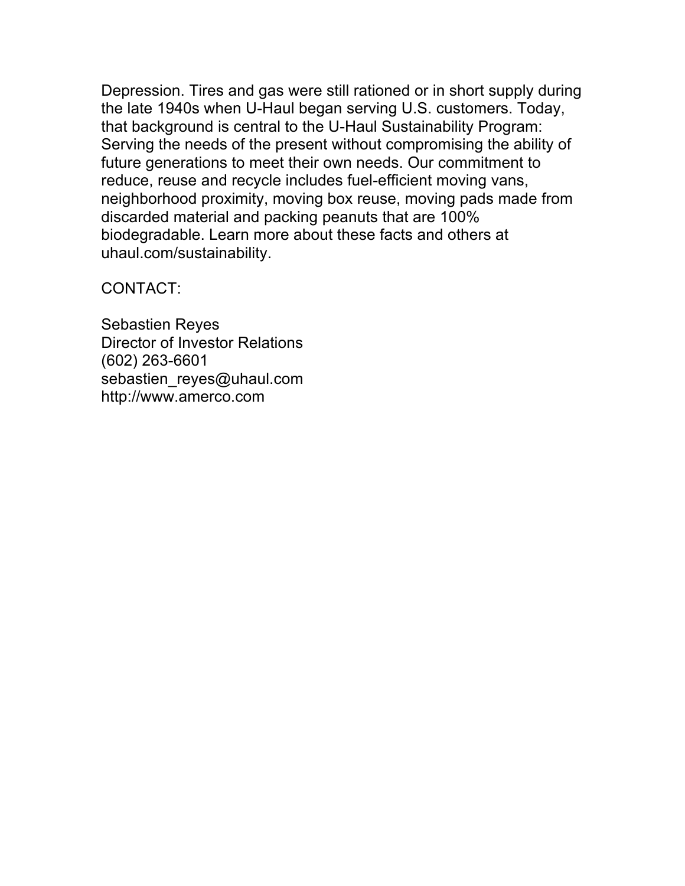Depression. Tires and gas were still rationed or in short supply during the late 1940s when U-Haul began serving U.S. customers. Today, that background is central to the U-Haul Sustainability Program: Serving the needs of the present without compromising the ability of future generations to meet their own needs. Our commitment to reduce, reuse and recycle includes fuel-efficient moving vans, neighborhood proximity, moving box reuse, moving pads made from discarded material and packing peanuts that are 100% biodegradable. Learn more about these facts and others at uhaul.com/sustainability.

CONTACT:

Sebastien Reyes
Director of Investor Relations
(602) 263-6601
sebastien_reyes@uhaul.com
http://www.amerco.com